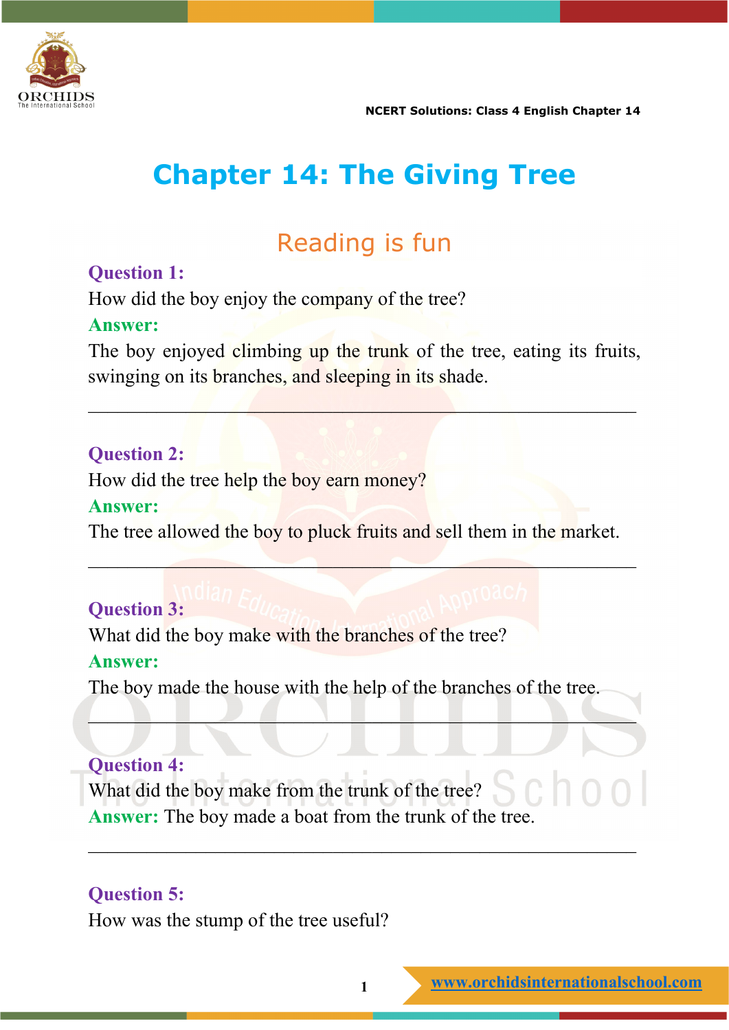# Chapter 14: The Giving Tree

## Reading is fun

**Question 1:**

How did the boy enjoy the company of the tree?

**Answer:**

The boy enjoyed climbing up the trunk of the tree, eating its fruits, swinging on its branches, and sleeping in its shade.

---

**Question 2:**

How did the tree help the boy earn money?

**Answer:**

The tree allowed the boy to pluck fruits and sell them in the market.

---

**Question 3:**

What did the boy make with the branches of the tree?

**Answer:**

The boy made the house with the help of the branches of the tree.

---

**Question 4:**

What did the boy make from the trunk of the tree?

**Answer:** The boy made a boat from the trunk of the tree.

---

**Question 5:**

How was the stump of the tree useful?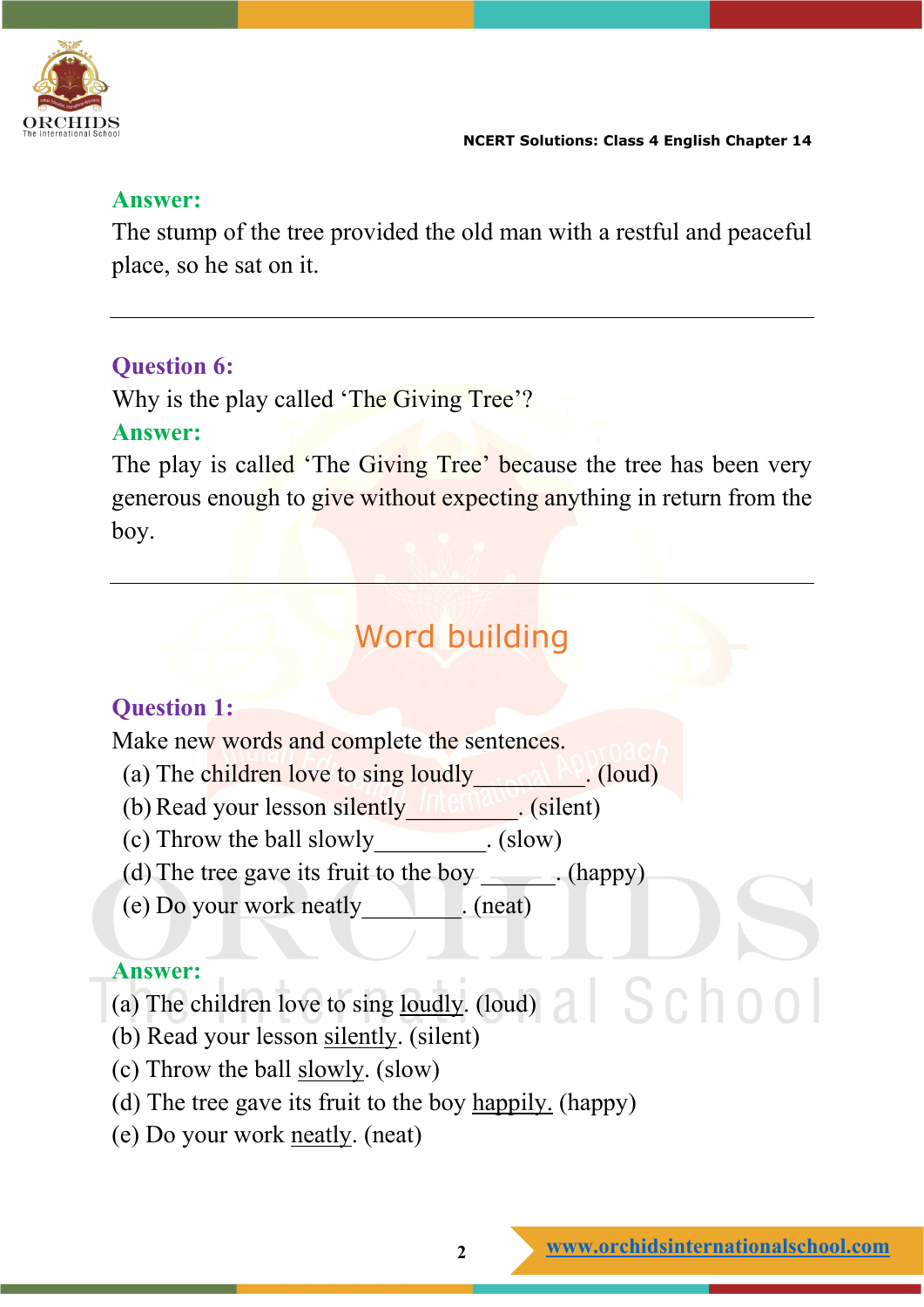**Answer:**

The stump of the tree provided the old man with a restful and peaceful place, so he sat on it.

---

**Question 6:**

Why is the play called 'The Giving Tree'?

**Answer:**

The play is called 'The Giving Tree' because the tree has been very generous enough to give without expecting anything in return from the boy.

---

## Word building

**Question 1:**

Make new words and complete the sentences.

(a) The children love to sing loudly__________. (loud)
(b) Read your lesson silently__________. (silent)
(c) Throw the ball slowly__________. (slow)
(d) The tree gave its fruit to the boy ______. (happy)
(e) Do your work neatly_________. (neat)

**Answer:**

(a) The children love to sing loudly. (loud)
(b) Read your lesson silently. (silent)
(c) Throw the ball slowly. (slow)
(d) The tree gave its fruit to the boy happily. (happy)
(e) Do your work neatly. (neat)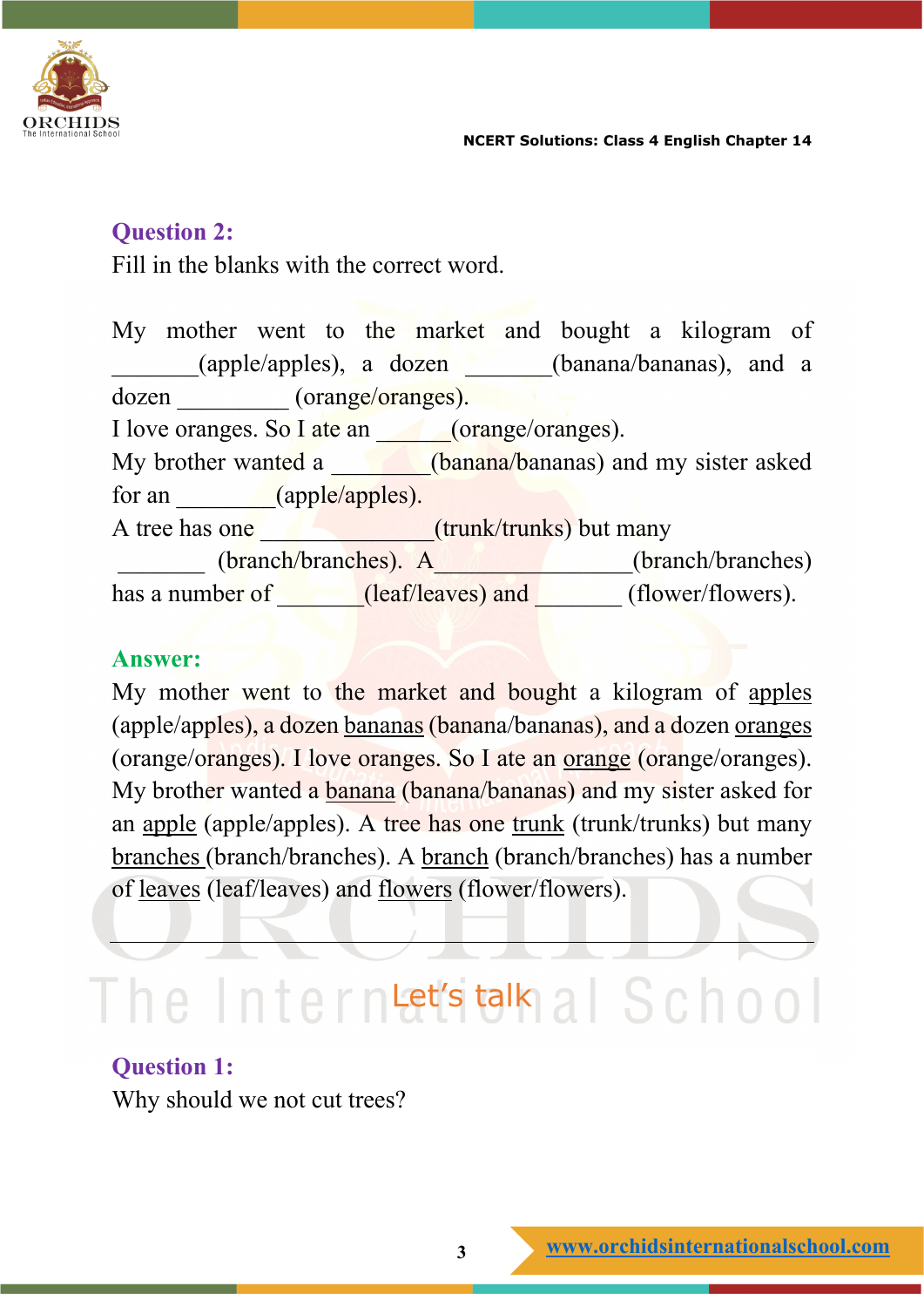### Question 2:

Fill in the blanks with the correct word.

My mother went to the market and bought a kilogram of _______(apple/apples), a dozen _______(banana/bananas), and a dozen _________ (orange/oranges).
I love oranges. So I ate an ______(orange/oranges).
My brother wanted a ________(banana/bananas) and my sister asked for an ________(apple/apples).
A tree has one ______________(trunk/trunks) but many _______ (branch/branches). A________________(branch/branches) has a number of _______(leaf/leaves) and _______ (flower/flowers).

### Answer:

My mother went to the market and bought a kilogram of <u>apples</u> (apple/apples), a dozen <u>bananas</u> (banana/bananas), and a dozen <u>oranges</u> (orange/oranges). I love oranges. So I ate an <u>orange</u> (orange/oranges). My brother wanted a <u>banana</u> (banana/bananas) and my sister asked for an <u>apple</u> (apple/apples). A tree has one <u>trunk</u> (trunk/trunks) but many <u>branches</u> (branch/branches). A <u>branch</u> (branch/branches) has a number of <u>leaves</u> (leaf/leaves) and <u>flowers</u> (flower/flowers).

---

## Let's talk

### Question 1:

Why should we not cut trees?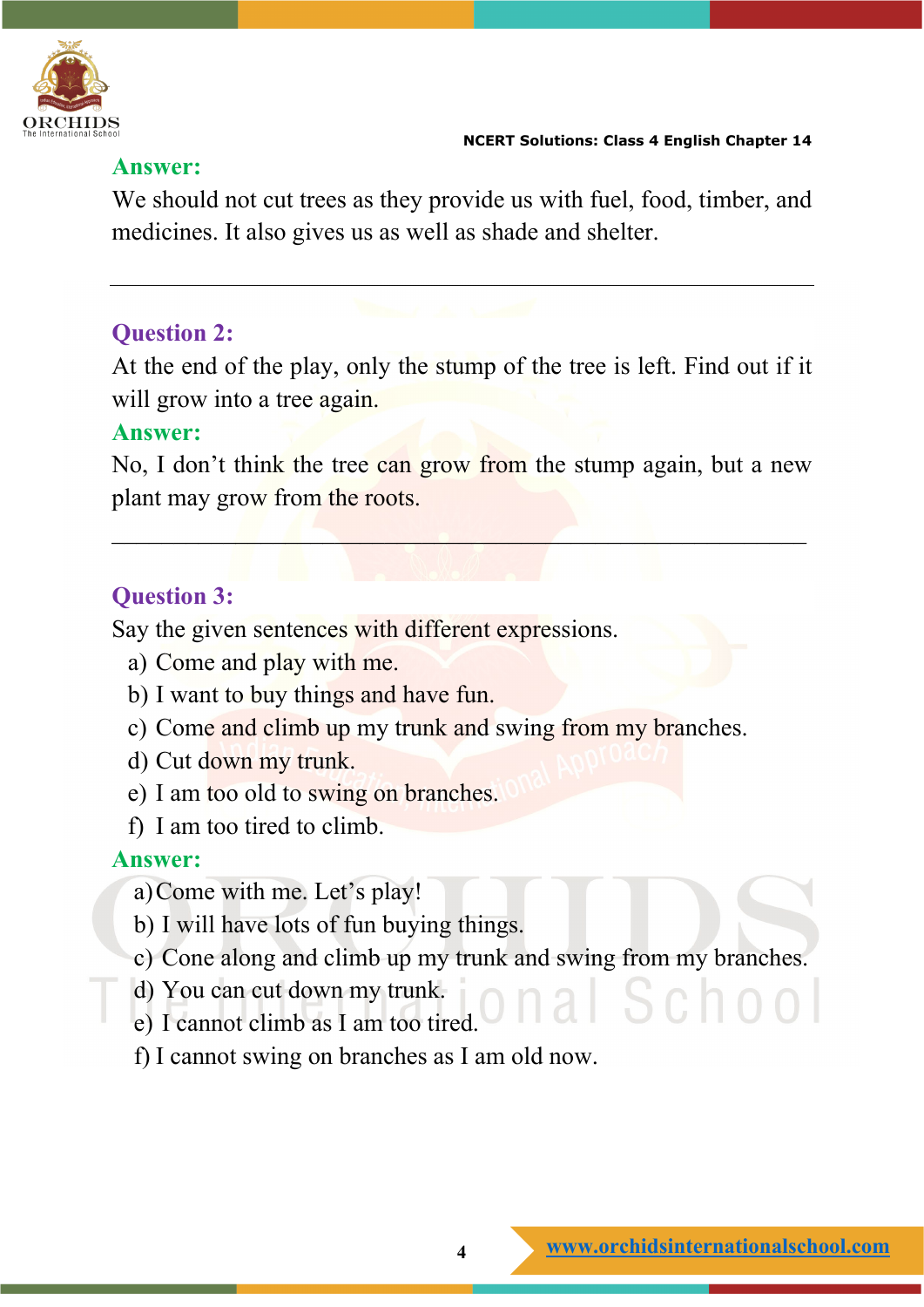**Answer:**

We should not cut trees as they provide us with fuel, food, timber, and medicines. It also gives us as well as shade and shelter.

---

**Question 2:**

At the end of the play, only the stump of the tree is left. Find out if it will grow into a tree again.

**Answer:**

No, I don't think the tree can grow from the stump again, but a new plant may grow from the roots.

---

**Question 3:**

Say the given sentences with different expressions.

a) Come and play with me.
b) I want to buy things and have fun.
c) Come and climb up my trunk and swing from my branches.
d) Cut down my trunk.
e) I am too old to swing on branches.
f) I am too tired to climb.

**Answer:**

a) Come with me. Let's play!
b) I will have lots of fun buying things.
c) Cone along and climb up my trunk and swing from my branches.
d) You can cut down my trunk.
e) I cannot climb as I am too tired.
f) I cannot swing on branches as I am old now.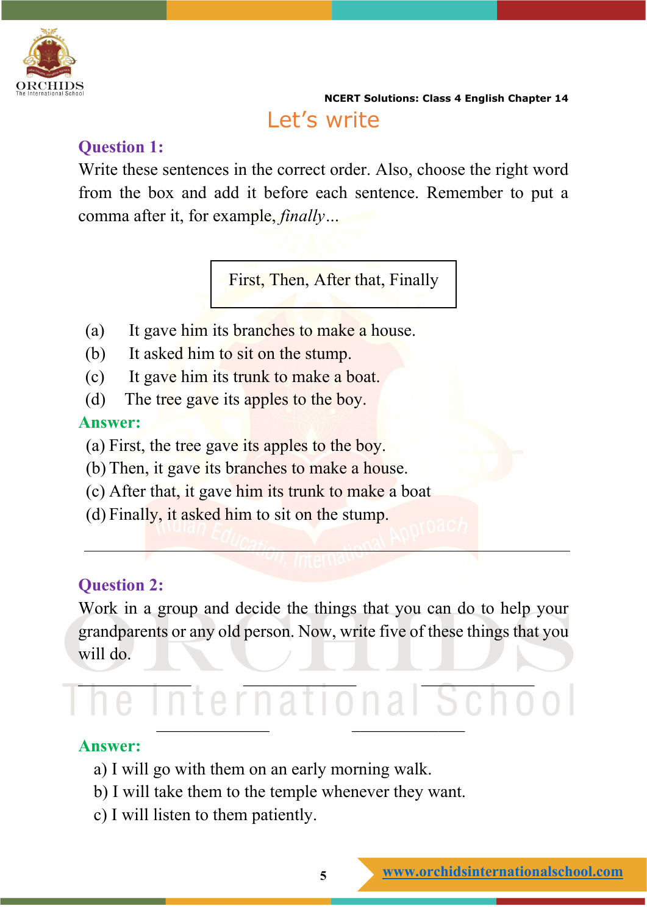## Let's write

**Question 1:**

Write these sentences in the correct order. Also, choose the right word from the box and add it before each sentence. Remember to put a comma after it, for example, *finally*...

| First, Then, After that, Finally |
|---|

(a) It gave him its branches to make a house.
(b) It asked him to sit on the stump.
(c) It gave him its trunk to make a boat.
(d) The tree gave its apples to the boy.

**Answer:**

(a) First, the tree gave its apples to the boy.
(b) Then, it gave its branches to make a house.
(c) After that, it gave him its trunk to make a boat
(d) Finally, it asked him to sit on the stump.

---

**Question 2:**

Work in a group and decide the things that you can do to help your grandparents or any old person. Now, write five of these things that you will do.

_____________ _____________ _____________

_____________ _____________

**Answer:**

a) I will go with them on an early morning walk.
b) I will take them to the temple whenever they want.
c) I will listen to them patiently.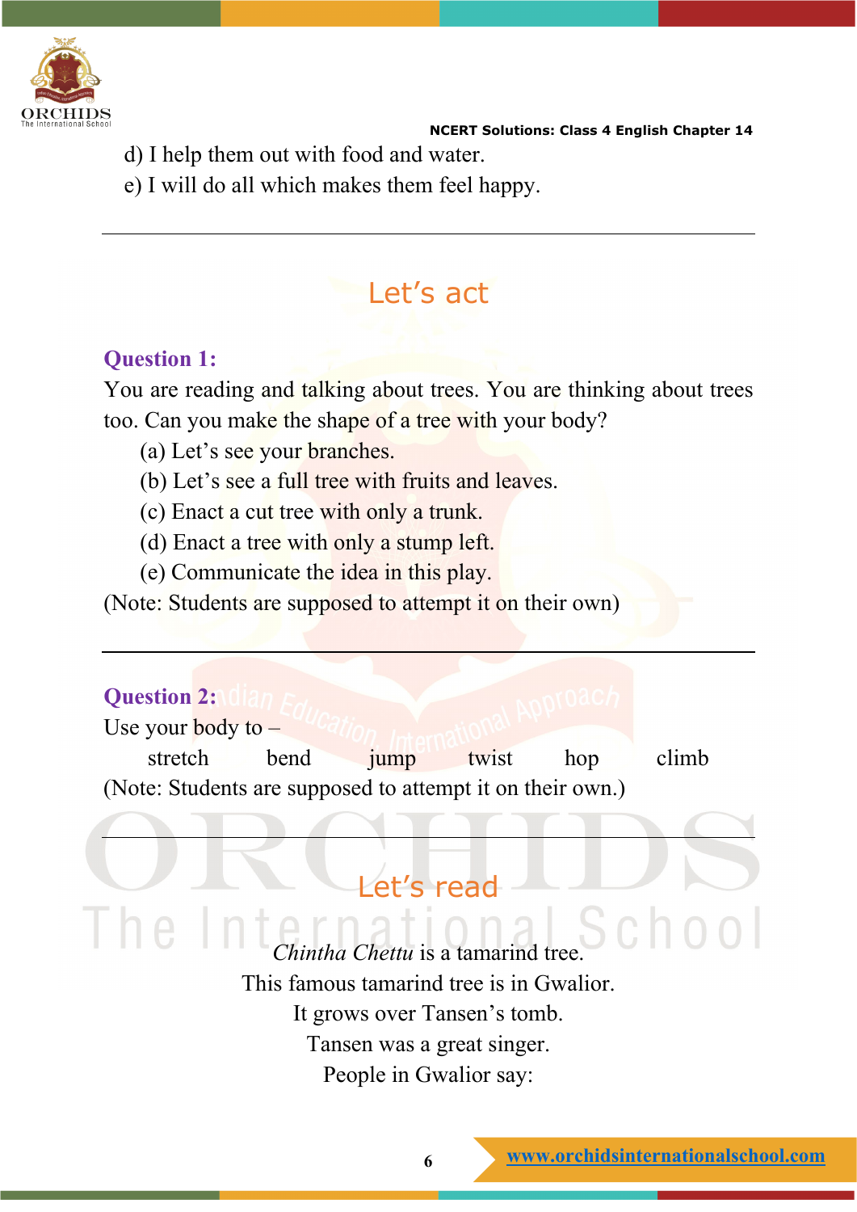d) I help them out with food and water.

e) I will do all which makes them feel happy.

---

## Let's act

**Question 1:**

You are reading and talking about trees. You are thinking about trees too. Can you make the shape of a tree with your body?

(a) Let's see your branches.

(b) Let's see a full tree with fruits and leaves.

(c) Enact a cut tree with only a trunk.

(d) Enact a tree with only a stump left.

(e) Communicate the idea in this play.

(Note: Students are supposed to attempt it on their own)

---

**Question 2:**

Use your body to –

stretch  bend  jump  twist  hop  climb

(Note: Students are supposed to attempt it on their own.)

---

## Let's read

*Chintha Chettu* is a tamarind tree.
This famous tamarind tree is in Gwalior.
It grows over Tansen's tomb.
Tansen was a great singer.
People in Gwalior say: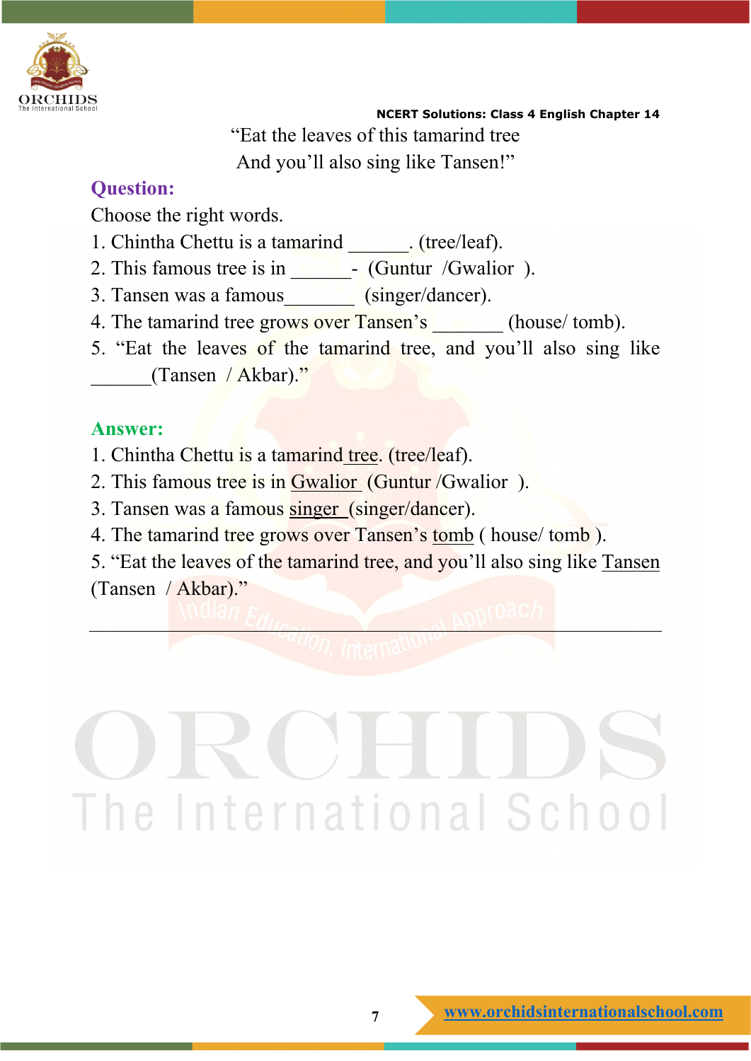"Eat the leaves of this tamarind tree
And you'll also sing like Tansen!"

**Question:**

Choose the right words.

1. Chintha Chettu is a tamarind ______. (tree/leaf).
2. This famous tree is in ______- (Guntur /Gwalior ).
3. Tansen was a famous_______ (singer/dancer).
4. The tamarind tree grows over Tansen's _______ (house/ tomb).
5. "Eat the leaves of the tamarind tree, and you'll also sing like ______(Tansen / Akbar)."

**Answer:**

1. Chintha Chettu is a tamarind tree. (tree/leaf).
2. This famous tree is in Gwalior (Guntur /Gwalior ).
3. Tansen was a famous singer (singer/dancer).
4. The tamarind tree grows over Tansen's tomb ( house/ tomb ).
5. "Eat the leaves of the tamarind tree, and you'll also sing like Tansen (Tansen / Akbar)."